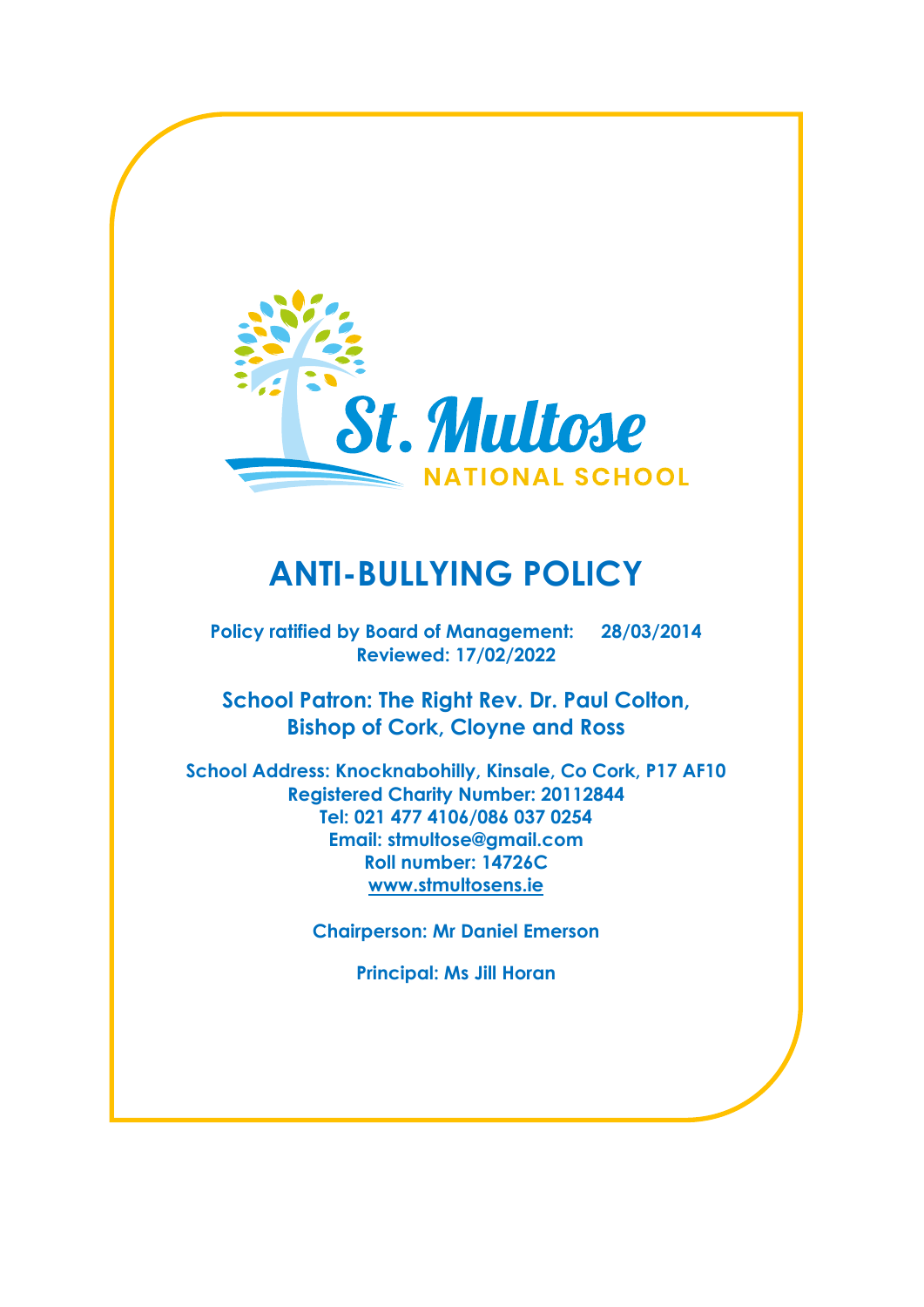St. Multose

NATIONAL SCHOOL

# ANTI-BULLYING POLICY

**Policy ratified by Board of Management: 28/03/2014**
**Reviewed: 17/02/2022**

**School Patron: The Right Rev. Dr. Paul Colton, Bishop of Cork, Cloyne and Ross**

**School Address: Knocknabohilly, Kinsale, Co Cork, P17 AF10**
**Registered Charity Number: 20112844**
**Tel: 021 477 4106/086 037 0254**
**Email: stmultose@gmail.com**
**Roll number: 14726C**
**www.stmultosens.ie**

**Chairperson: Mr Daniel Emerson**

**Principal: Ms Jill Horan**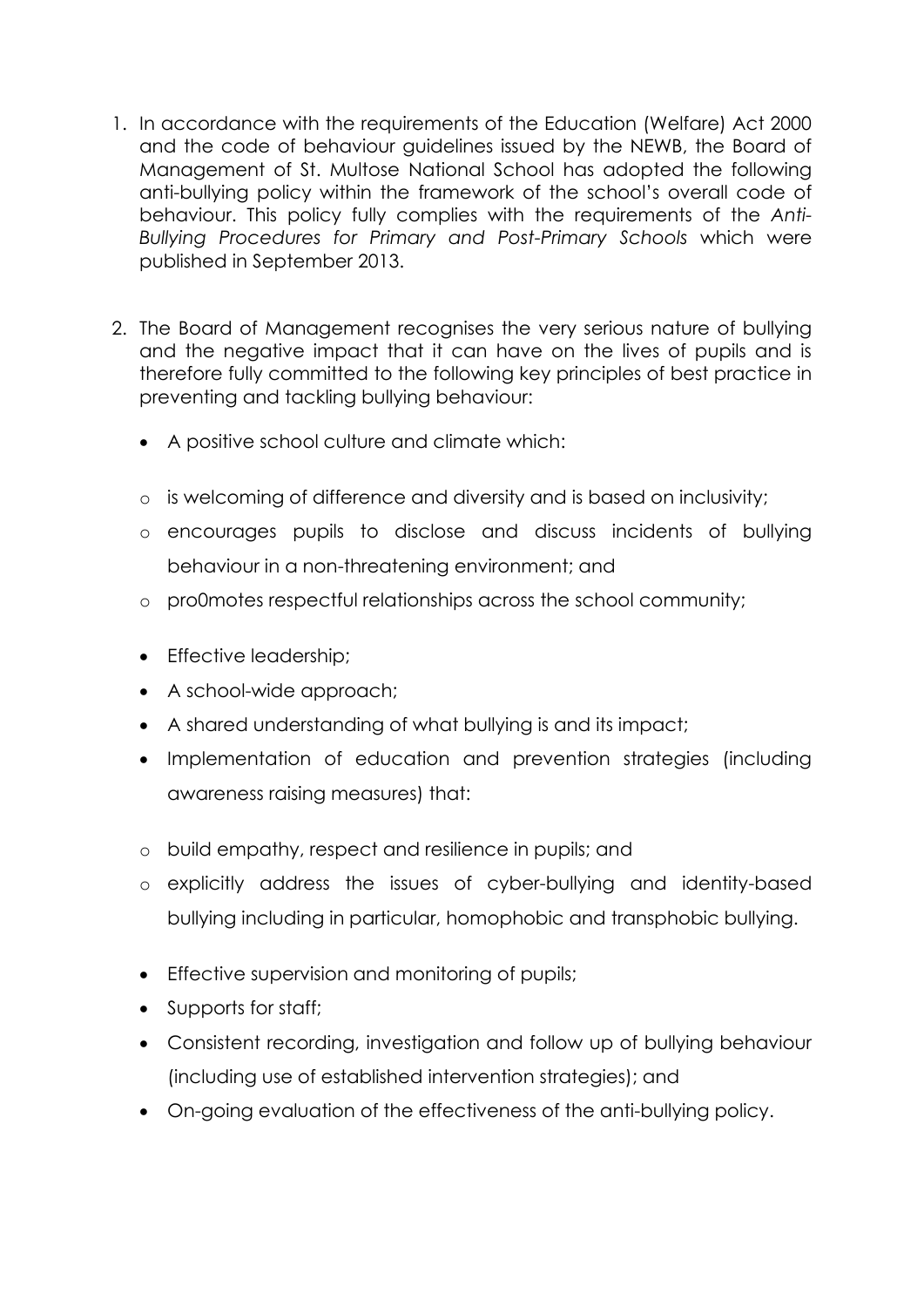1. In accordance with the requirements of the Education (Welfare) Act 2000 and the code of behaviour guidelines issued by the NEWB, the Board of Management of St. Multose National School has adopted the following anti-bullying policy within the framework of the school's overall code of behaviour. This policy fully complies with the requirements of the *Anti-Bullying Procedures for Primary and Post-Primary Schools* which were published in September 2013.

2. The Board of Management recognises the very serious nature of bullying and the negative impact that it can have on the lives of pupils and is therefore fully committed to the following key principles of best practice in preventing and tackling bullying behaviour:

   - A positive school culture and climate which:
     - is welcoming of difference and diversity and is based on inclusivity;
     - encourages pupils to disclose and discuss incidents of bullying behaviour in a non-threatening environment; and
     - pro0motes respectful relationships across the school community;
   - Effective leadership;
   - A school-wide approach;
   - A shared understanding of what bullying is and its impact;
   - Implementation of education and prevention strategies (including awareness raising measures) that:
     - build empathy, respect and resilience in pupils; and
     - explicitly address the issues of cyber-bullying and identity-based bullying including in particular, homophobic and transphobic bullying.
   - Effective supervision and monitoring of pupils;
   - Supports for staff;
   - Consistent recording, investigation and follow up of bullying behaviour (including use of established intervention strategies); and
   - On-going evaluation of the effectiveness of the anti-bullying policy.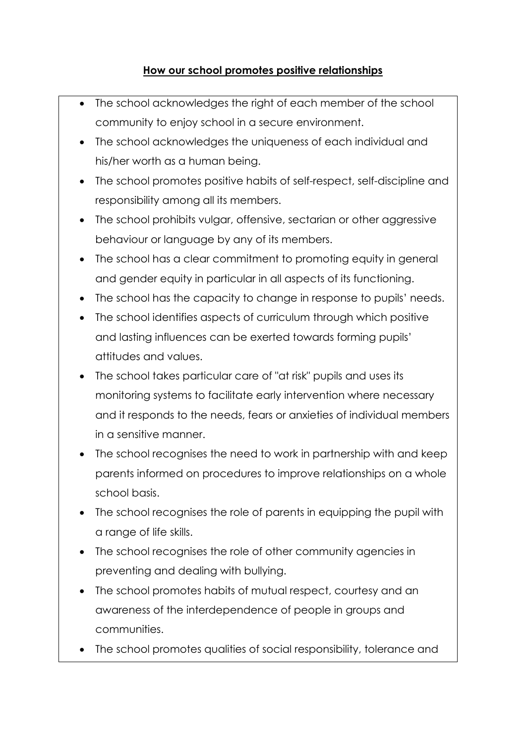## **How our school promotes positive relationships**

- The school acknowledges the right of each member of the school community to enjoy school in a secure environment.
- The school acknowledges the uniqueness of each individual and his/her worth as a human being.
- The school promotes positive habits of self-respect, self-discipline and responsibility among all its members.
- The school prohibits vulgar, offensive, sectarian or other aggressive behaviour or language by any of its members.
- The school has a clear commitment to promoting equity in general and gender equity in particular in all aspects of its functioning.
- The school has the capacity to change in response to pupils' needs.
- The school identifies aspects of curriculum through which positive and lasting influences can be exerted towards forming pupils' attitudes and values.
- The school takes particular care of "at risk" pupils and uses its monitoring systems to facilitate early intervention where necessary and it responds to the needs, fears or anxieties of individual members in a sensitive manner.
- The school recognises the need to work in partnership with and keep parents informed on procedures to improve relationships on a whole school basis.
- The school recognises the role of parents in equipping the pupil with a range of life skills.
- The school recognises the role of other community agencies in preventing and dealing with bullying.
- The school promotes habits of mutual respect, courtesy and an awareness of the interdependence of people in groups and communities.
- The school promotes qualities of social responsibility, tolerance and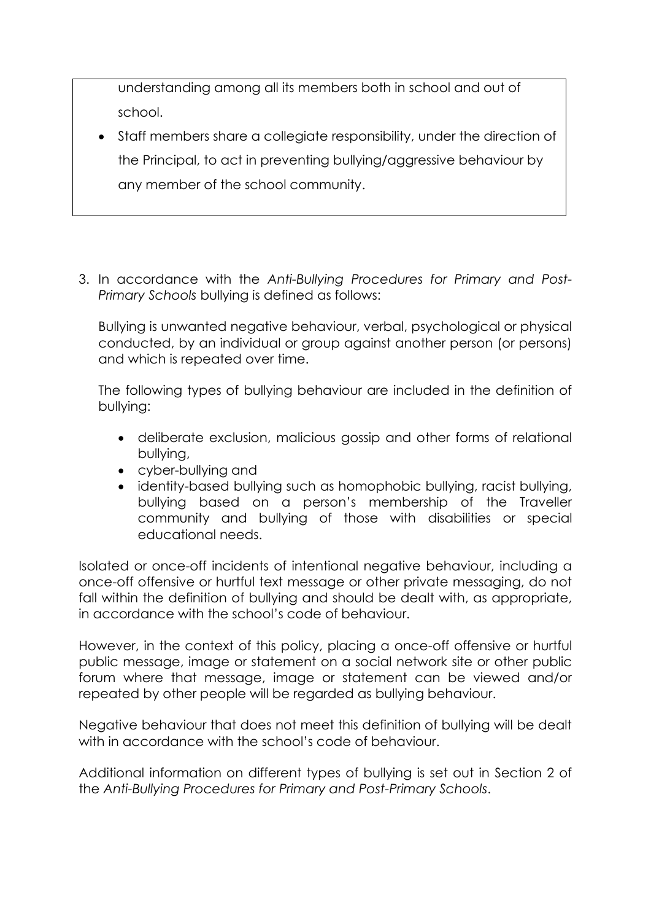understanding among all its members both in school and out of school.

- Staff members share a collegiate responsibility, under the direction of the Principal, to act in preventing bullying/aggressive behaviour by any member of the school community.

3. In accordance with the *Anti-Bullying Procedures for Primary and Post-Primary Schools* bullying is defined as follows:

   Bullying is unwanted negative behaviour, verbal, psychological or physical conducted, by an individual or group against another person (or persons) and which is repeated over time.

   The following types of bullying behaviour are included in the definition of bullying:

   - deliberate exclusion, malicious gossip and other forms of relational bullying,
   - cyber-bullying and
   - identity-based bullying such as homophobic bullying, racist bullying, bullying based on a person's membership of the Traveller community and bullying of those with disabilities or special educational needs.

Isolated or once-off incidents of intentional negative behaviour, including a once-off offensive or hurtful text message or other private messaging, do not fall within the definition of bullying and should be dealt with, as appropriate, in accordance with the school's code of behaviour.

However, in the context of this policy, placing a once-off offensive or hurtful public message, image or statement on a social network site or other public forum where that message, image or statement can be viewed and/or repeated by other people will be regarded as bullying behaviour.

Negative behaviour that does not meet this definition of bullying will be dealt with in accordance with the school's code of behaviour.

Additional information on different types of bullying is set out in Section 2 of the *Anti-Bullying Procedures for Primary and Post-Primary Schools*.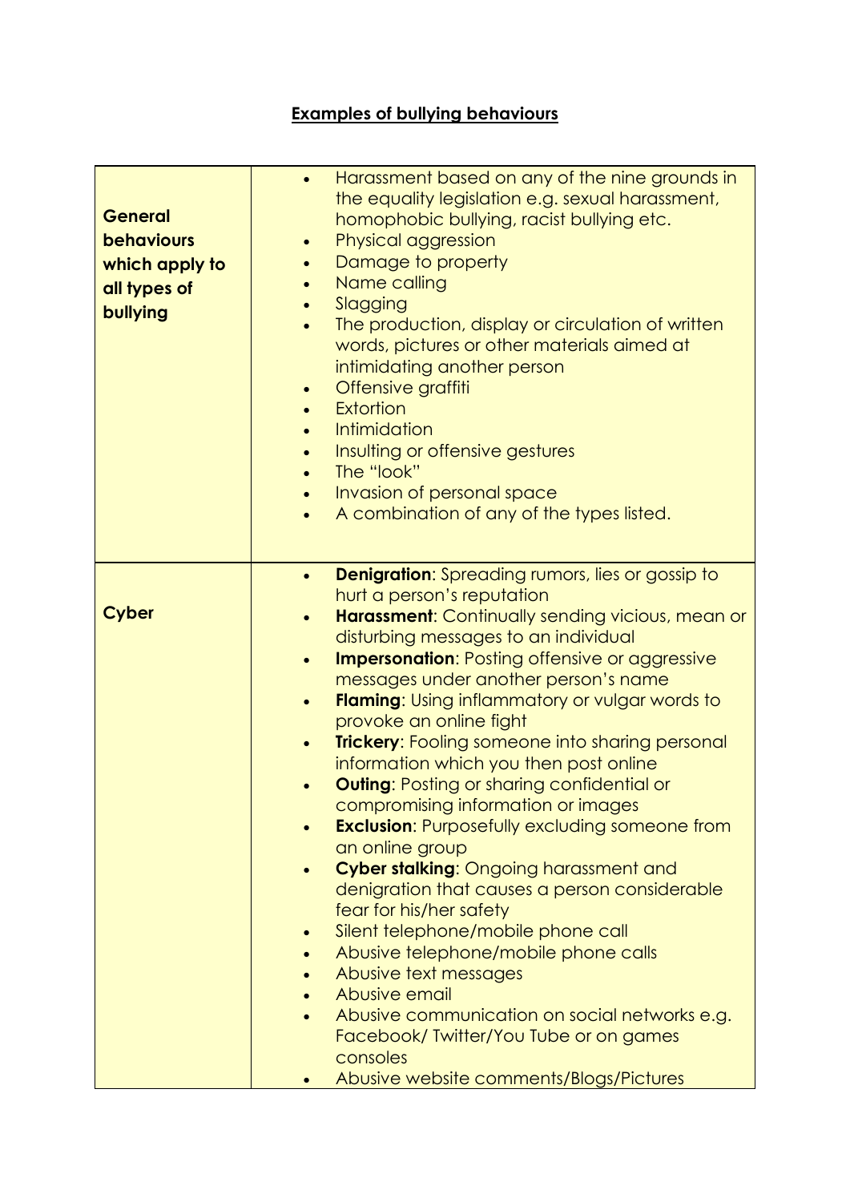## **Examples of bullying behaviours**

| **General behaviours which apply to all types of bullying** | • Harassment based on any of the nine grounds in the equality legislation e.g. sexual harassment, homophobic bullying, racist bullying etc.<br>• Physical aggression<br>• Damage to property<br>• Name calling<br>• Slagging<br>• The production, display or circulation of written words, pictures or other materials aimed at intimidating another person<br>• Offensive graffiti<br>• Extortion<br>• Intimidation<br>• Insulting or offensive gestures<br>• The "look"<br>• Invasion of personal space<br>• A combination of any of the types listed. |
|---|---|
| **Cyber** | • **Denigration**: Spreading rumors, lies or gossip to hurt a person's reputation<br>• **Harassment**: Continually sending vicious, mean or disturbing messages to an individual<br>• **Impersonation**: Posting offensive or aggressive messages under another person's name<br>• **Flaming**: Using inflammatory or vulgar words to provoke an online fight<br>• **Trickery**: Fooling someone into sharing personal information which you then post online<br>• **Outing**: Posting or sharing confidential or compromising information or images<br>• **Exclusion**: Purposefully excluding someone from an online group<br>• **Cyber stalking**: Ongoing harassment and denigration that causes a person considerable fear for his/her safety<br>• Silent telephone/mobile phone call<br>• Abusive telephone/mobile phone calls<br>• Abusive text messages<br>• Abusive email<br>• Abusive communication on social networks e.g. Facebook/ Twitter/You Tube or on games consoles<br>• Abusive website comments/Blogs/Pictures |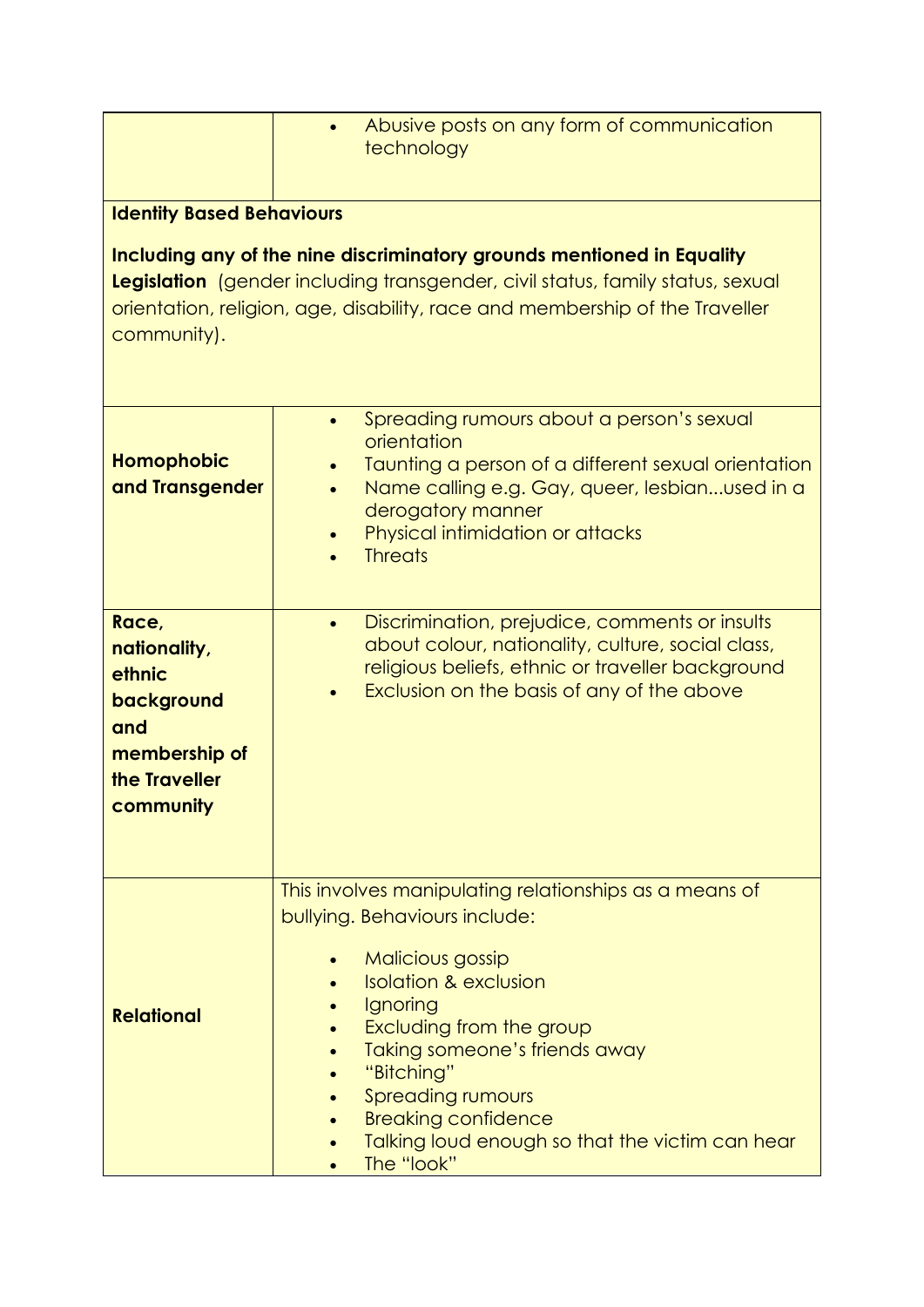| | |
|---|---|
| | • Abusive posts on any form of communication technology |
| **Identity Based Behaviours**<br><br>**Including any of the nine discriminatory grounds mentioned in Equality Legislation** (gender including transgender, civil status, family status, sexual orientation, religion, age, disability, race and membership of the Traveller community). | |
| **Homophobic and Transgender** | • Spreading rumours about a person's sexual orientation<br>• Taunting a person of a different sexual orientation<br>• Name calling e.g. Gay, queer, lesbian...used in a derogatory manner<br>• Physical intimidation or attacks<br>• Threats |
| **Race, nationality, ethnic background and membership of the Traveller community** | • Discrimination, prejudice, comments or insults about colour, nationality, culture, social class, religious beliefs, ethnic or traveller background<br>• Exclusion on the basis of any of the above |
| **Relational** | This involves manipulating relationships as a means of bullying. Behaviours include:<br><br>• Malicious gossip<br>• Isolation & exclusion<br>• Ignoring<br>• Excluding from the group<br>• Taking someone's friends away<br>• "Bitching"<br>• Spreading rumours<br>• Breaking confidence<br>• Talking loud enough so that the victim can hear<br>• The "look" |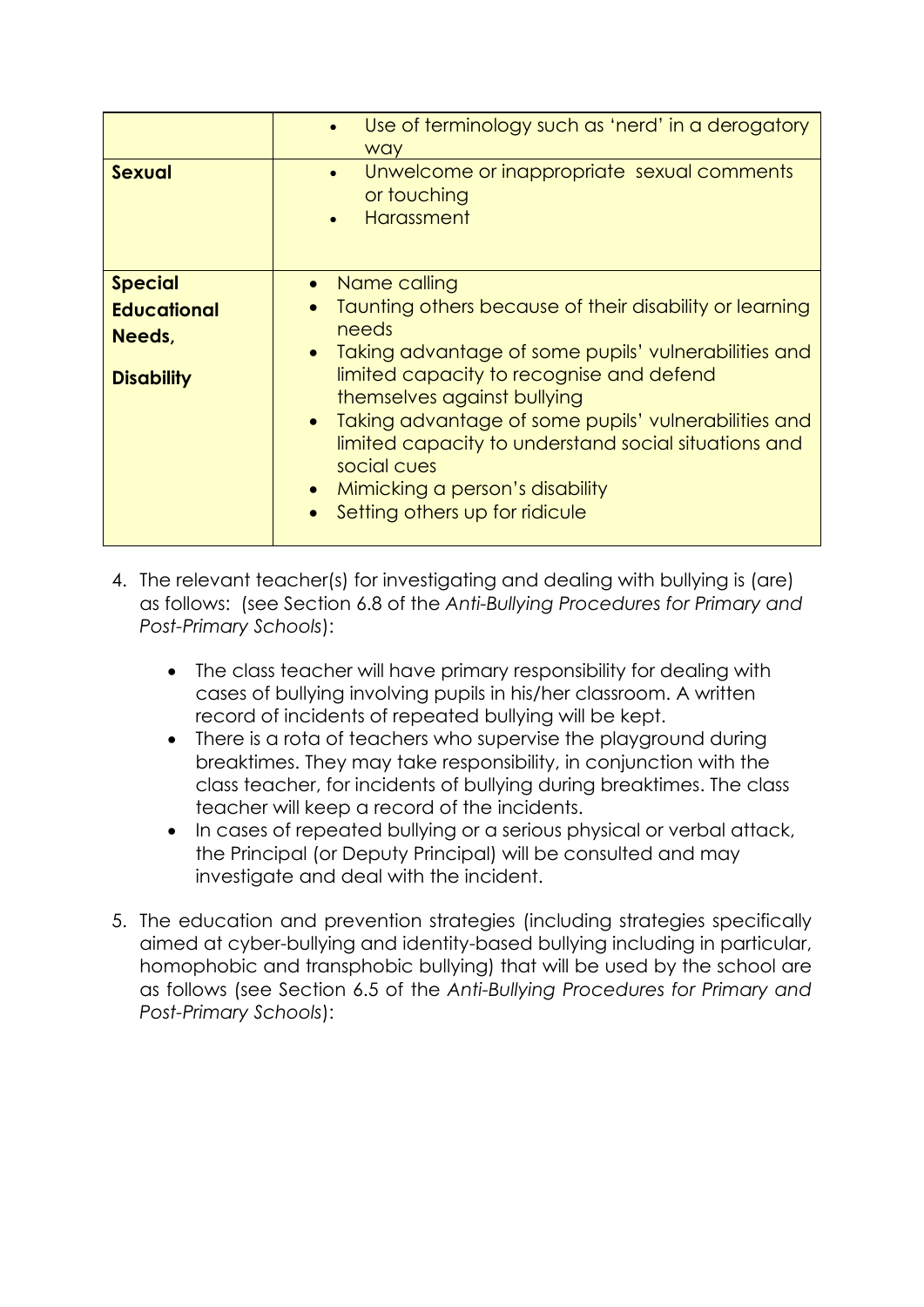| | |
|---|---|
| | • Use of terminology such as 'nerd' in a derogatory way |
| **Sexual** | • Unwelcome or inappropriate sexual comments or touching<br>• Harassment |
| **Special Educational Needs, Disability** | • Name calling<br>• Taunting others because of their disability or learning needs<br>• Taking advantage of some pupils' vulnerabilities and limited capacity to recognise and defend themselves against bullying<br>• Taking advantage of some pupils' vulnerabilities and limited capacity to understand social situations and social cues<br>• Mimicking a person's disability<br>• Setting others up for ridicule |

4. The relevant teacher(s) for investigating and dealing with bullying is (are) as follows: (see Section 6.8 of the *Anti-Bullying Procedures for Primary and Post-Primary Schools*):

   - The class teacher will have primary responsibility for dealing with cases of bullying involving pupils in his/her classroom. A written record of incidents of repeated bullying will be kept.
   - There is a rota of teachers who supervise the playground during breaktimes. They may take responsibility, in conjunction with the class teacher, for incidents of bullying during breaktimes. The class teacher will keep a record of the incidents.
   - In cases of repeated bullying or a serious physical or verbal attack, the Principal (or Deputy Principal) will be consulted and may investigate and deal with the incident.

5. The education and prevention strategies (including strategies specifically aimed at cyber-bullying and identity-based bullying including in particular, homophobic and transphobic bullying) that will be used by the school are as follows (see Section 6.5 of the *Anti-Bullying Procedures for Primary and Post-Primary Schools*):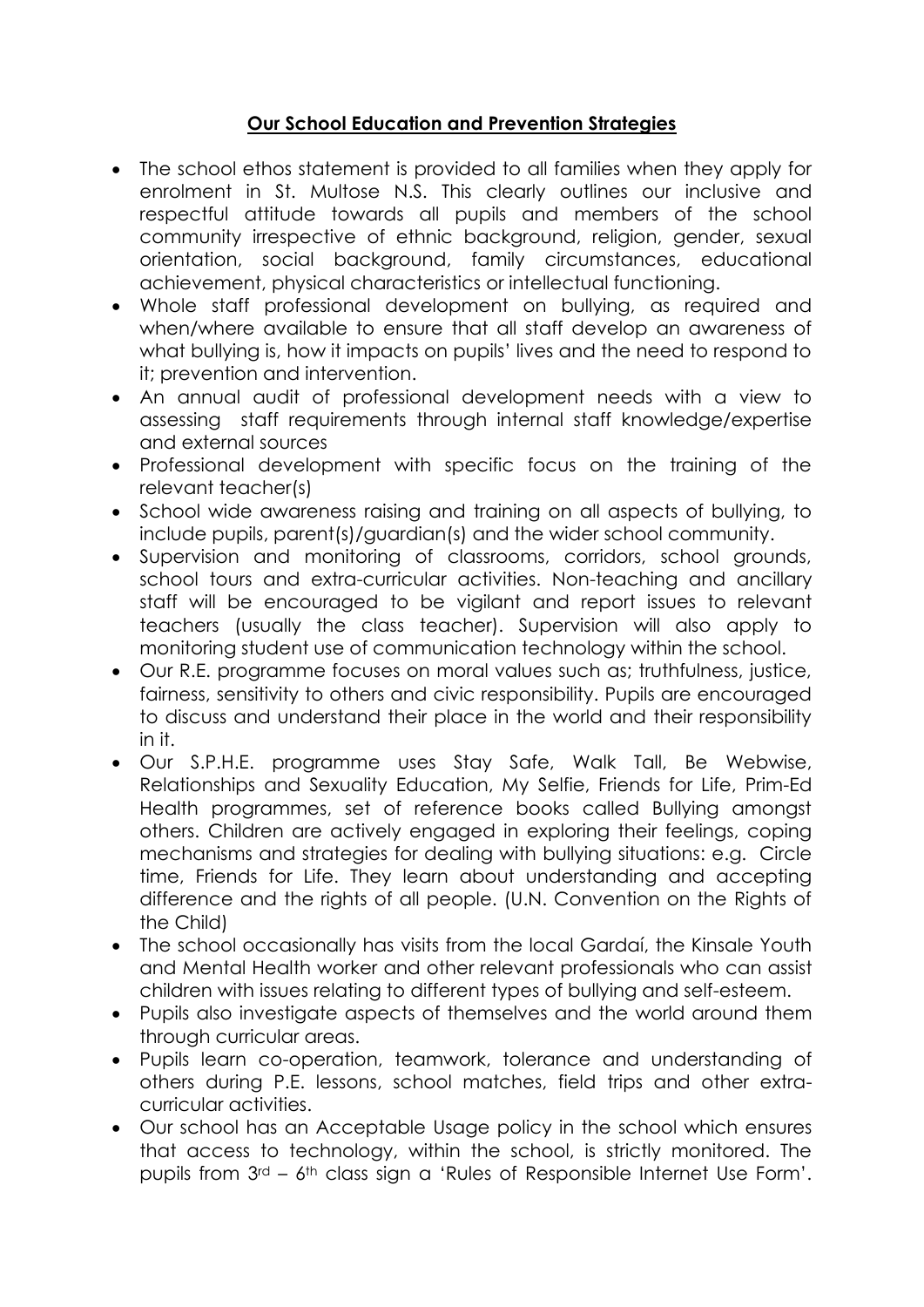## Our School Education and Prevention Strategies

- The school ethos statement is provided to all families when they apply for enrolment in St. Multose N.S. This clearly outlines our inclusive and respectful attitude towards all pupils and members of the school community irrespective of ethnic background, religion, gender, sexual orientation, social background, family circumstances, educational achievement, physical characteristics or intellectual functioning.
- Whole staff professional development on bullying, as required and when/where available to ensure that all staff develop an awareness of what bullying is, how it impacts on pupils' lives and the need to respond to it; prevention and intervention.
- An annual audit of professional development needs with a view to assessing staff requirements through internal staff knowledge/expertise and external sources
- Professional development with specific focus on the training of the relevant teacher(s)
- School wide awareness raising and training on all aspects of bullying, to include pupils, parent(s)/guardian(s) and the wider school community.
- Supervision and monitoring of classrooms, corridors, school grounds, school tours and extra-curricular activities. Non-teaching and ancillary staff will be encouraged to be vigilant and report issues to relevant teachers (usually the class teacher). Supervision will also apply to monitoring student use of communication technology within the school.
- Our R.E. programme focuses on moral values such as; truthfulness, justice, fairness, sensitivity to others and civic responsibility. Pupils are encouraged to discuss and understand their place in the world and their responsibility in it.
- Our S.P.H.E. programme uses Stay Safe, Walk Tall, Be Webwise, Relationships and Sexuality Education, My Selfie, Friends for Life, Prim-Ed Health programmes, set of reference books called Bullying amongst others. Children are actively engaged in exploring their feelings, coping mechanisms and strategies for dealing with bullying situations: e.g. Circle time, Friends for Life. They learn about understanding and accepting difference and the rights of all people. (U.N. Convention on the Rights of the Child)
- The school occasionally has visits from the local Gardaí, the Kinsale Youth and Mental Health worker and other relevant professionals who can assist children with issues relating to different types of bullying and self-esteem.
- Pupils also investigate aspects of themselves and the world around them through curricular areas.
- Pupils learn co-operation, teamwork, tolerance and understanding of others during P.E. lessons, school matches, field trips and other extra-curricular activities.
- Our school has an Acceptable Usage policy in the school which ensures that access to technology, within the school, is strictly monitored. The pupils from 3rd – 6th class sign a 'Rules of Responsible Internet Use Form'.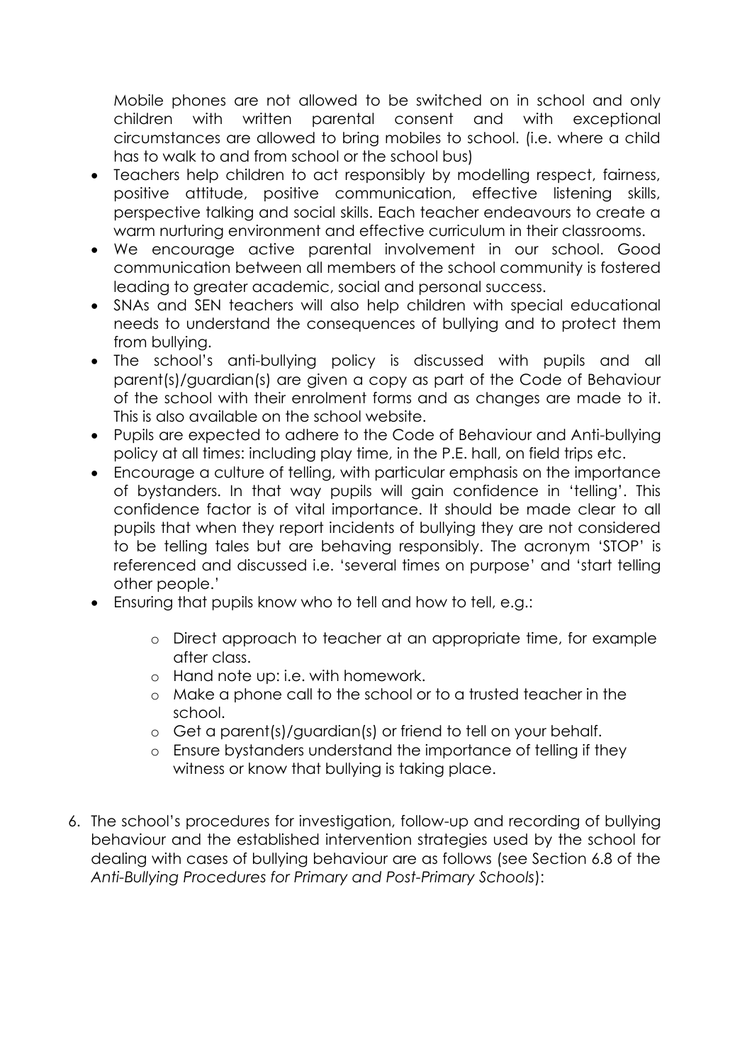Mobile phones are not allowed to be switched on in school and only children with written parental consent and with exceptional circumstances are allowed to bring mobiles to school. (i.e. where a child has to walk to and from school or the school bus)

- Teachers help children to act responsibly by modelling respect, fairness, positive attitude, positive communication, effective listening skills, perspective talking and social skills. Each teacher endeavours to create a warm nurturing environment and effective curriculum in their classrooms.
- We encourage active parental involvement in our school. Good communication between all members of the school community is fostered leading to greater academic, social and personal success.
- SNAs and SEN teachers will also help children with special educational needs to understand the consequences of bullying and to protect them from bullying.
- The school's anti-bullying policy is discussed with pupils and all parent(s)/guardian(s) are given a copy as part of the Code of Behaviour of the school with their enrolment forms and as changes are made to it. This is also available on the school website.
- Pupils are expected to adhere to the Code of Behaviour and Anti-bullying policy at all times: including play time, in the P.E. hall, on field trips etc.
- Encourage a culture of telling, with particular emphasis on the importance of bystanders. In that way pupils will gain confidence in 'telling'. This confidence factor is of vital importance. It should be made clear to all pupils that when they report incidents of bullying they are not considered to be telling tales but are behaving responsibly. The acronym 'STOP' is referenced and discussed i.e. 'several times on purpose' and 'start telling other people.'
- Ensuring that pupils know who to tell and how to tell, e.g.:
    - Direct approach to teacher at an appropriate time, for example after class.
    - Hand note up: i.e. with homework.
    - Make a phone call to the school or to a trusted teacher in the school.
    - Get a parent(s)/guardian(s) or friend to tell on your behalf.
    - Ensure bystanders understand the importance of telling if they witness or know that bullying is taking place.

6. The school's procedures for investigation, follow-up and recording of bullying behaviour and the established intervention strategies used by the school for dealing with cases of bullying behaviour are as follows (see Section 6.8 of the *Anti-Bullying Procedures for Primary and Post-Primary Schools*):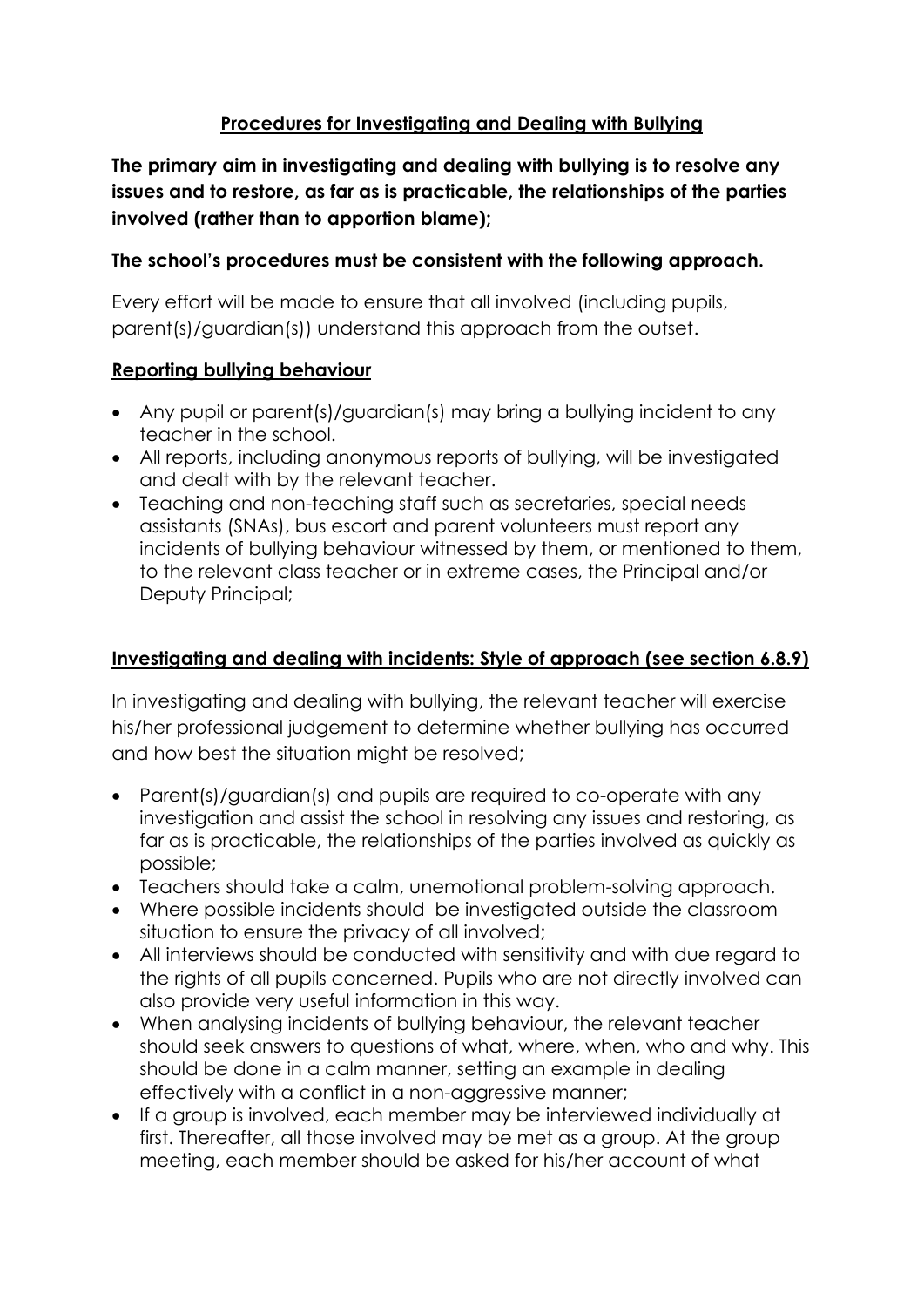## Procedures for Investigating and Dealing with Bullying

**The primary aim in investigating and dealing with bullying is to resolve any issues and to restore, as far as is practicable, the relationships of the parties involved (rather than to apportion blame);**

**The school's procedures must be consistent with the following approach.**

Every effort will be made to ensure that all involved (including pupils, parent(s)/guardian(s)) understand this approach from the outset.

### Reporting bullying behaviour

- Any pupil or parent(s)/guardian(s) may bring a bullying incident to any teacher in the school.
- All reports, including anonymous reports of bullying, will be investigated and dealt with by the relevant teacher.
- Teaching and non-teaching staff such as secretaries, special needs assistants (SNAs), bus escort and parent volunteers must report any incidents of bullying behaviour witnessed by them, or mentioned to them, to the relevant class teacher or in extreme cases, the Principal and/or Deputy Principal;

### Investigating and dealing with incidents: Style of approach (see section 6.8.9)

In investigating and dealing with bullying, the relevant teacher will exercise his/her professional judgement to determine whether bullying has occurred and how best the situation might be resolved;

- Parent(s)/guardian(s) and pupils are required to co-operate with any investigation and assist the school in resolving any issues and restoring, as far as is practicable, the relationships of the parties involved as quickly as possible;
- Teachers should take a calm, unemotional problem-solving approach.
- Where possible incidents should be investigated outside the classroom situation to ensure the privacy of all involved;
- All interviews should be conducted with sensitivity and with due regard to the rights of all pupils concerned. Pupils who are not directly involved can also provide very useful information in this way.
- When analysing incidents of bullying behaviour, the relevant teacher should seek answers to questions of what, where, when, who and why. This should be done in a calm manner, setting an example in dealing effectively with a conflict in a non-aggressive manner;
- If a group is involved, each member may be interviewed individually at first. Thereafter, all those involved may be met as a group. At the group meeting, each member should be asked for his/her account of what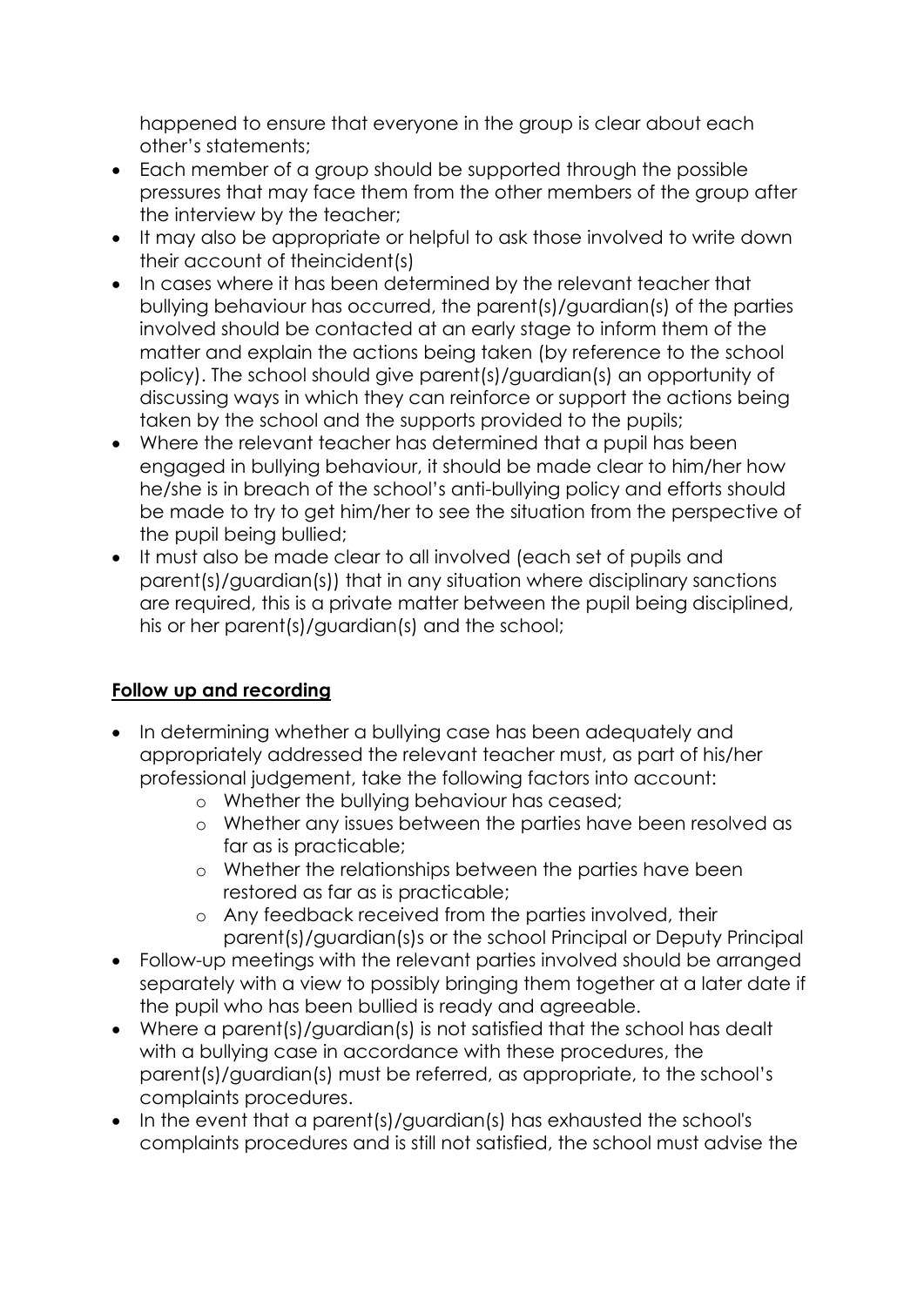happened to ensure that everyone in the group is clear about each other's statements;

- Each member of a group should be supported through the possible pressures that may face them from the other members of the group after the interview by the teacher;
- It may also be appropriate or helpful to ask those involved to write down their account of theincident(s)
- In cases where it has been determined by the relevant teacher that bullying behaviour has occurred, the parent(s)/guardian(s) of the parties involved should be contacted at an early stage to inform them of the matter and explain the actions being taken (by reference to the school policy). The school should give parent(s)/guardian(s) an opportunity of discussing ways in which they can reinforce or support the actions being taken by the school and the supports provided to the pupils;
- Where the relevant teacher has determined that a pupil has been engaged in bullying behaviour, it should be made clear to him/her how he/she is in breach of the school's anti-bullying policy and efforts should be made to try to get him/her to see the situation from the perspective of the pupil being bullied;
- It must also be made clear to all involved (each set of pupils and parent(s)/guardian(s)) that in any situation where disciplinary sanctions are required, this is a private matter between the pupil being disciplined, his or her parent(s)/guardian(s) and the school;

**Follow up and recording**

- In determining whether a bullying case has been adequately and appropriately addressed the relevant teacher must, as part of his/her professional judgement, take the following factors into account:
  - Whether the bullying behaviour has ceased;
  - Whether any issues between the parties have been resolved as far as is practicable;
  - Whether the relationships between the parties have been restored as far as is practicable;
  - Any feedback received from the parties involved, their parent(s)/guardian(s)s or the school Principal or Deputy Principal
- Follow-up meetings with the relevant parties involved should be arranged separately with a view to possibly bringing them together at a later date if the pupil who has been bullied is ready and agreeable.
- Where a parent(s)/guardian(s) is not satisfied that the school has dealt with a bullying case in accordance with these procedures, the parent(s)/guardian(s) must be referred, as appropriate, to the school's complaints procedures.
- In the event that a parent(s)/guardian(s) has exhausted the school's complaints procedures and is still not satisfied, the school must advise the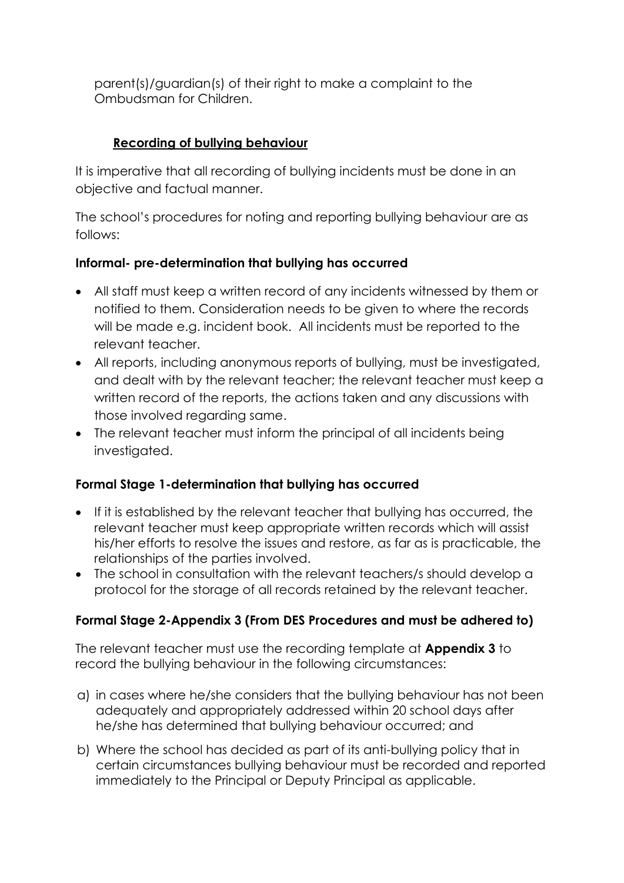parent(s)/guardian(s) of their right to make a complaint to the Ombudsman for Children.

## Recording of bullying behaviour

It is imperative that all recording of bullying incidents must be done in an objective and factual manner.

The school's procedures for noting and reporting bullying behaviour are as follows:

### Informal- pre-determination that bullying has occurred

- All staff must keep a written record of any incidents witnessed by them or notified to them. Consideration needs to be given to where the records will be made e.g. incident book. All incidents must be reported to the relevant teacher.
- All reports, including anonymous reports of bullying, must be investigated, and dealt with by the relevant teacher; the relevant teacher must keep a written record of the reports, the actions taken and any discussions with those involved regarding same.
- The relevant teacher must inform the principal of all incidents being investigated.

### Formal Stage 1-determination that bullying has occurred

- If it is established by the relevant teacher that bullying has occurred, the relevant teacher must keep appropriate written records which will assist his/her efforts to resolve the issues and restore, as far as is practicable, the relationships of the parties involved.
- The school in consultation with the relevant teachers/s should develop a protocol for the storage of all records retained by the relevant teacher.

### Formal Stage 2-Appendix 3 (From DES Procedures and must be adhered to)

The relevant teacher must use the recording template at **Appendix 3** to record the bullying behaviour in the following circumstances:

a) in cases where he/she considers that the bullying behaviour has not been adequately and appropriately addressed within 20 school days after he/she has determined that bullying behaviour occurred; and

b) Where the school has decided as part of its anti-bullying policy that in certain circumstances bullying behaviour must be recorded and reported immediately to the Principal or Deputy Principal as applicable.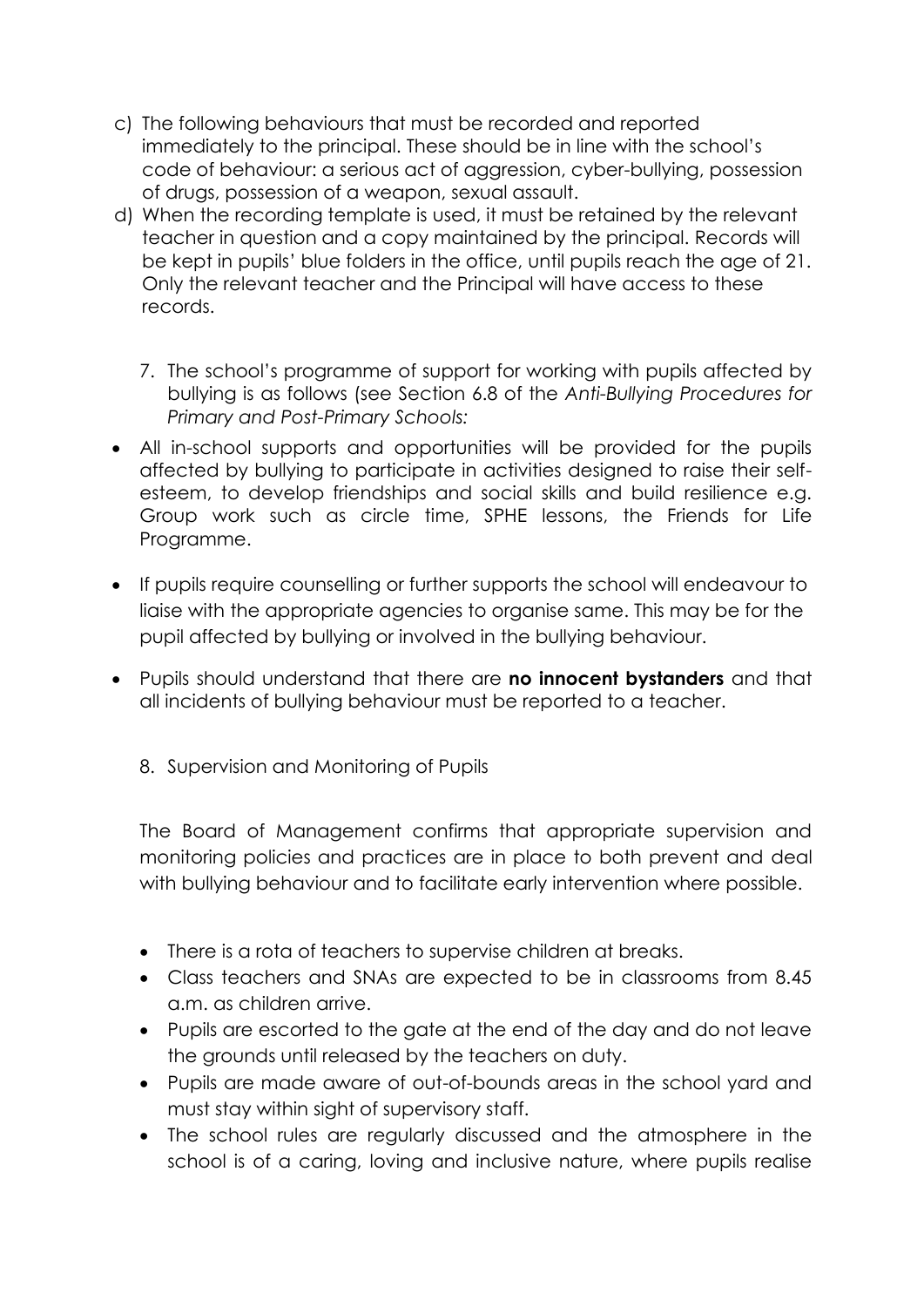c) The following behaviours that must be recorded and reported immediately to the principal. These should be in line with the school's code of behaviour: a serious act of aggression, cyber-bullying, possession of drugs, possession of a weapon, sexual assault.

d) When the recording template is used, it must be retained by the relevant teacher in question and a copy maintained by the principal. Records will be kept in pupils' blue folders in the office, until pupils reach the age of 21. Only the relevant teacher and the Principal will have access to these records.

7. The school's programme of support for working with pupils affected by bullying is as follows (see Section 6.8 of the *Anti-Bullying Procedures for Primary and Post-Primary Schools:*

- All in-school supports and opportunities will be provided for the pupils affected by bullying to participate in activities designed to raise their self-esteem, to develop friendships and social skills and build resilience e.g. Group work such as circle time, SPHE lessons, the Friends for Life Programme.
- If pupils require counselling or further supports the school will endeavour to liaise with the appropriate agencies to organise same. This may be for the pupil affected by bullying or involved in the bullying behaviour.
- Pupils should understand that there are **no innocent bystanders** and that all incidents of bullying behaviour must be reported to a teacher.

8. Supervision and Monitoring of Pupils

The Board of Management confirms that appropriate supervision and monitoring policies and practices are in place to both prevent and deal with bullying behaviour and to facilitate early intervention where possible.

- There is a rota of teachers to supervise children at breaks.
- Class teachers and SNAs are expected to be in classrooms from 8.45 a.m. as children arrive.
- Pupils are escorted to the gate at the end of the day and do not leave the grounds until released by the teachers on duty.
- Pupils are made aware of out-of-bounds areas in the school yard and must stay within sight of supervisory staff.
- The school rules are regularly discussed and the atmosphere in the school is of a caring, loving and inclusive nature, where pupils realise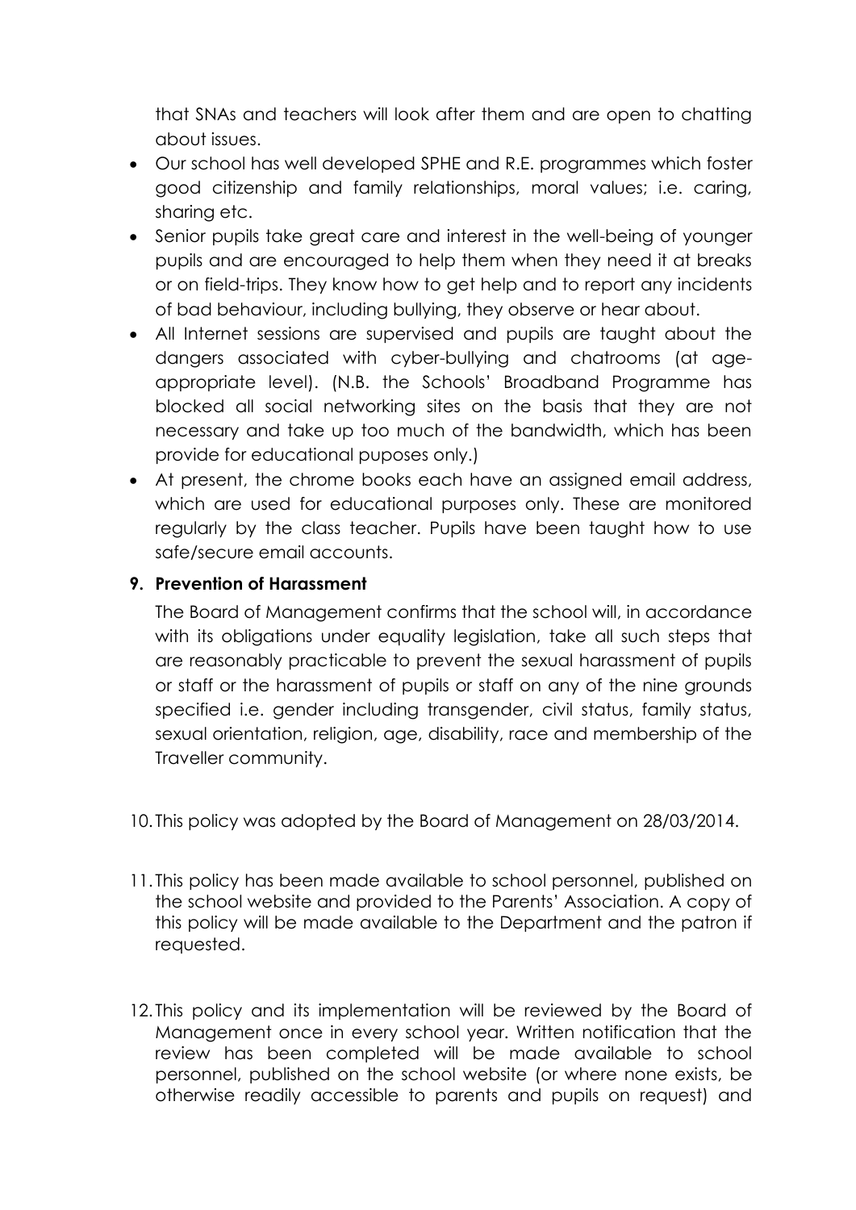that SNAs and teachers will look after them and are open to chatting about issues.

- Our school has well developed SPHE and R.E. programmes which foster good citizenship and family relationships, moral values; i.e. caring, sharing etc.
- Senior pupils take great care and interest in the well-being of younger pupils and are encouraged to help them when they need it at breaks or on field-trips. They know how to get help and to report any incidents of bad behaviour, including bullying, they observe or hear about.
- All Internet sessions are supervised and pupils are taught about the dangers associated with cyber-bullying and chatrooms (at age-appropriate level). (N.B. the Schools' Broadband Programme has blocked all social networking sites on the basis that they are not necessary and take up too much of the bandwidth, which has been provide for educational puposes only.)
- At present, the chrome books each have an assigned email address, which are used for educational purposes only. These are monitored regularly by the class teacher. Pupils have been taught how to use safe/secure email accounts.

**9. Prevention of Harassment**

The Board of Management confirms that the school will, in accordance with its obligations under equality legislation, take all such steps that are reasonably practicable to prevent the sexual harassment of pupils or staff or the harassment of pupils or staff on any of the nine grounds specified i.e. gender including transgender, civil status, family status, sexual orientation, religion, age, disability, race and membership of the Traveller community.

10. This policy was adopted by the Board of Management on 28/03/2014.

11. This policy has been made available to school personnel, published on the school website and provided to the Parents' Association. A copy of this policy will be made available to the Department and the patron if requested.

12. This policy and its implementation will be reviewed by the Board of Management once in every school year. Written notification that the review has been completed will be made available to school personnel, published on the school website (or where none exists, be otherwise readily accessible to parents and pupils on request) and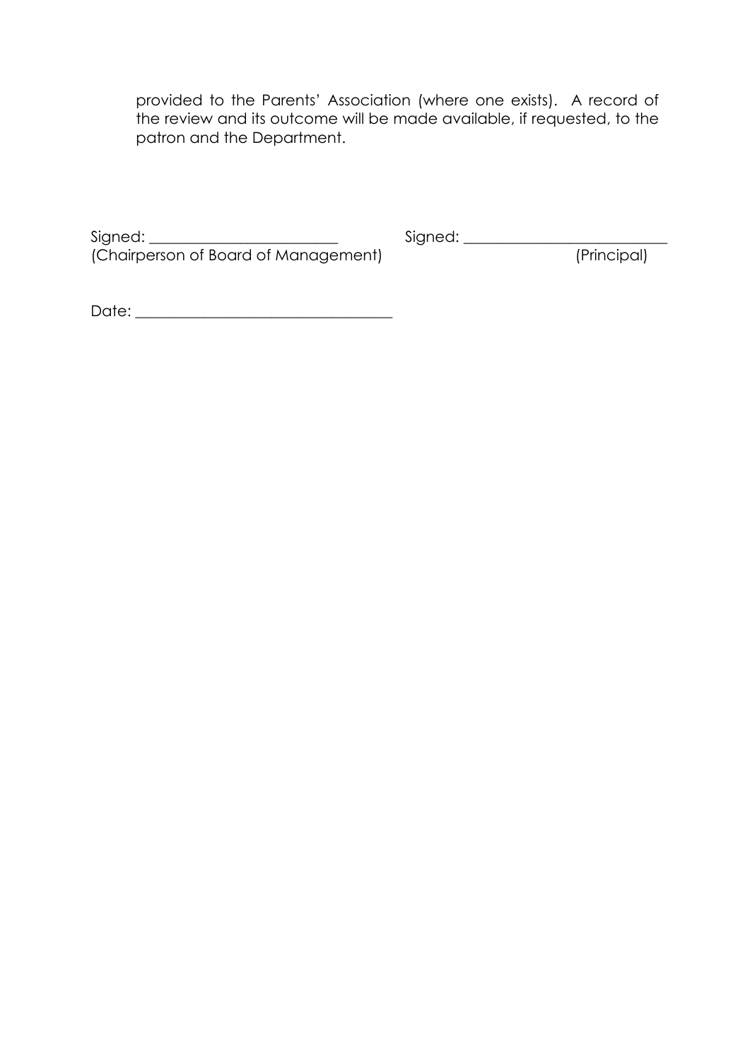provided to the Parents' Association (where one exists). A record of the review and its outcome will be made available, if requested, to the patron and the Department.

Signed: _________________________ (Chairperson of Board of Management)

Signed: __________________________ (Principal)

Date: __________________________________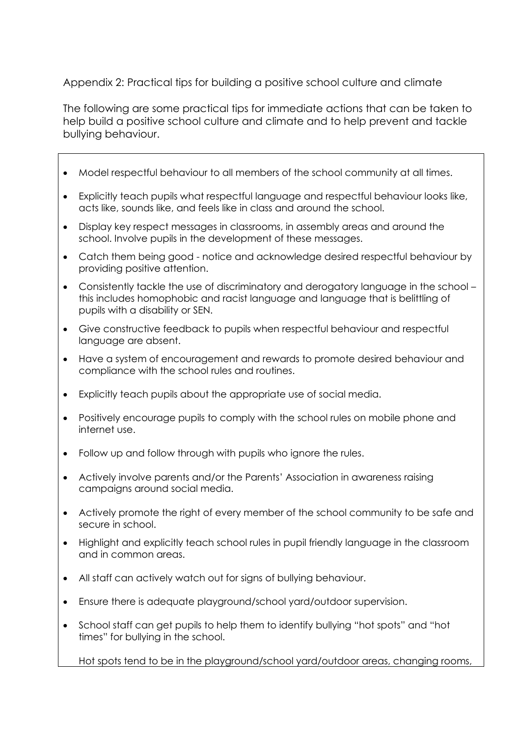## Appendix 2: Practical tips for building a positive school culture and climate

The following are some practical tips for immediate actions that can be taken to help build a positive school culture and climate and to help prevent and tackle bullying behaviour.

- Model respectful behaviour to all members of the school community at all times.
- Explicitly teach pupils what respectful language and respectful behaviour looks like, acts like, sounds like, and feels like in class and around the school.
- Display key respect messages in classrooms, in assembly areas and around the school. Involve pupils in the development of these messages.
- Catch them being good - notice and acknowledge desired respectful behaviour by providing positive attention.
- Consistently tackle the use of discriminatory and derogatory language in the school – this includes homophobic and racist language and language that is belittling of pupils with a disability or SEN.
- Give constructive feedback to pupils when respectful behaviour and respectful language are absent.
- Have a system of encouragement and rewards to promote desired behaviour and compliance with the school rules and routines.
- Explicitly teach pupils about the appropriate use of social media.
- Positively encourage pupils to comply with the school rules on mobile phone and internet use.
- Follow up and follow through with pupils who ignore the rules.
- Actively involve parents and/or the Parents' Association in awareness raising campaigns around social media.
- Actively promote the right of every member of the school community to be safe and secure in school.
- Highlight and explicitly teach school rules in pupil friendly language in the classroom and in common areas.
- All staff can actively watch out for signs of bullying behaviour.
- Ensure there is adequate playground/school yard/outdoor supervision.
- School staff can get pupils to help them to identify bullying "hot spots" and "hot times" for bullying in the school.

  Hot spots tend to be in the playground/school yard/outdoor areas, changing rooms,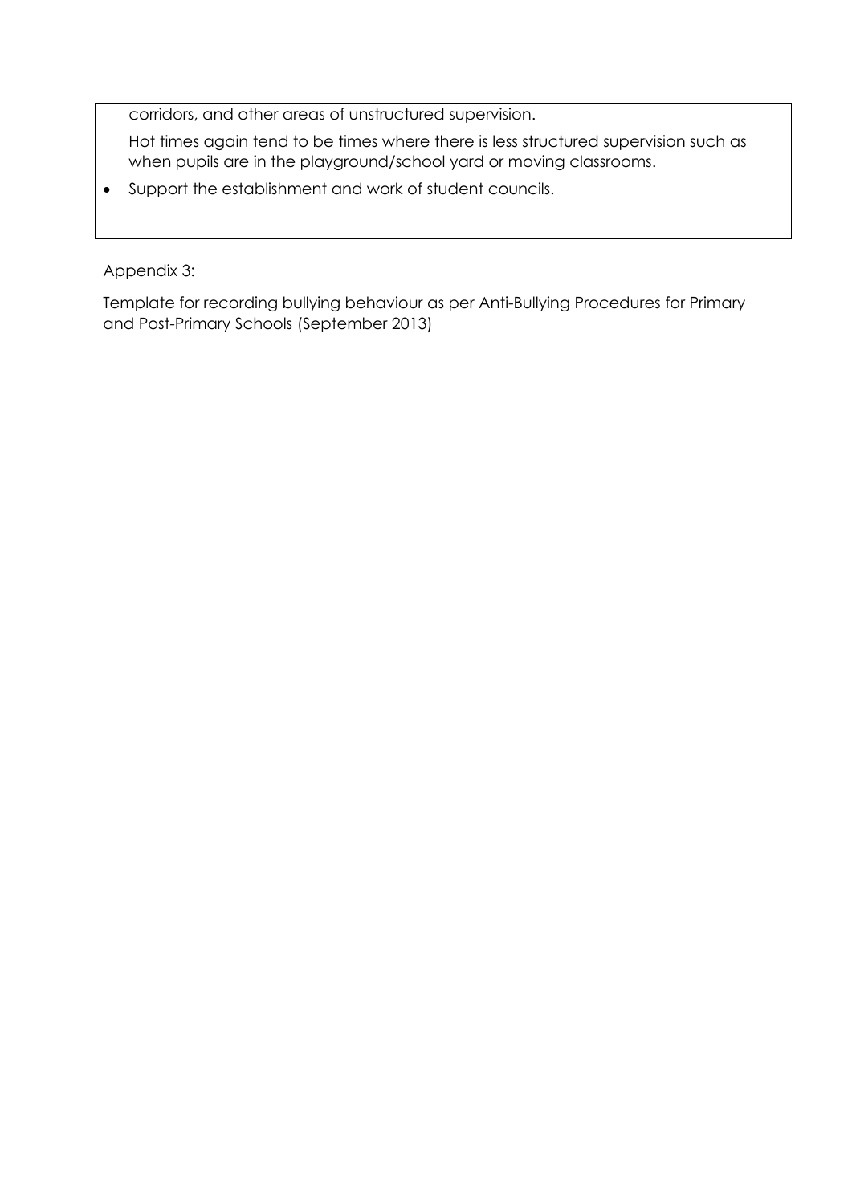corridors, and other areas of unstructured supervision.

Hot times again tend to be times where there is less structured supervision such as when pupils are in the playground/school yard or moving classrooms.

- Support the establishment and work of student councils.

Appendix 3:

Template for recording bullying behaviour as per Anti-Bullying Procedures for Primary and Post-Primary Schools (September 2013)